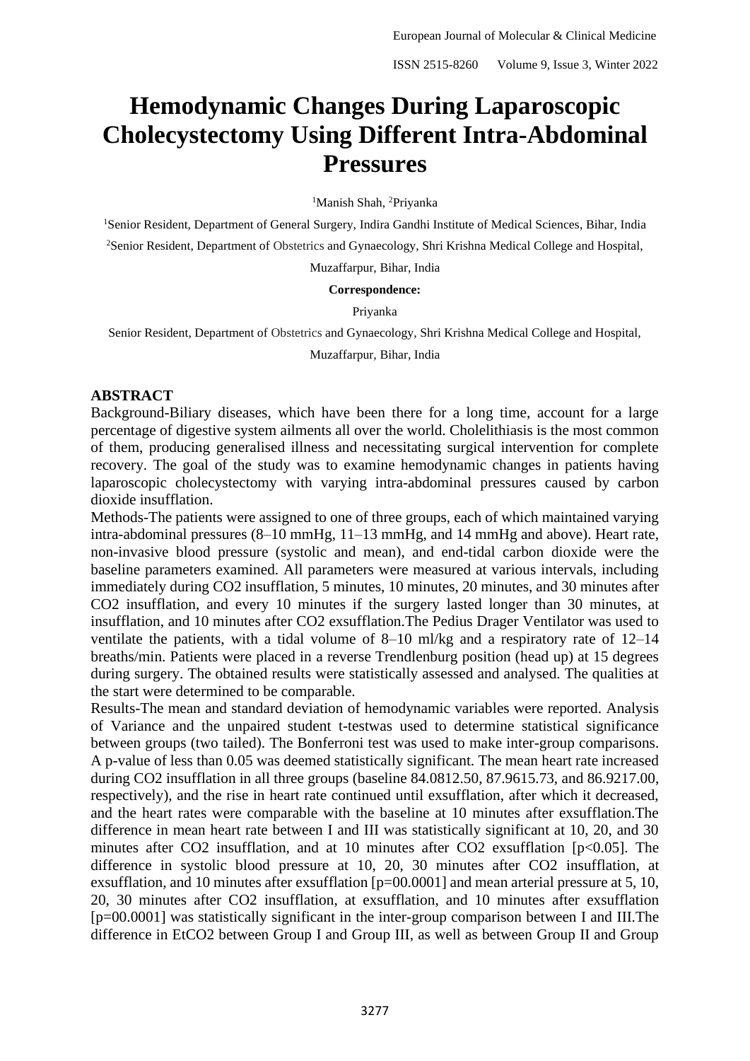# Hemodynamic Changes During Laparoscopic Cholecystectomy Using Different Intra-Abdominal Pressures

[1]Manish Shah, [2]Priyanka

[1]Senior Resident, Department of General Surgery, Indira Gandhi Institute of Medical Sciences, Bihar, India

[2]Senior Resident, Department of Obstetrics and Gynaecology, Shri Krishna Medical College and Hospital, Muzaffarpur, Bihar, India

**Correspondence:**

Priyanka

Senior Resident, Department of Obstetrics and Gynaecology, Shri Krishna Medical College and Hospital, Muzaffarpur, Bihar, India

## ABSTRACT

Background-Biliary diseases, which have been there for a long time, account for a large percentage of digestive system ailments all over the world. Cholelithiasis is the most common of them, producing generalised illness and necessitating surgical intervention for complete recovery. The goal of the study was to examine hemodynamic changes in patients having laparoscopic cholecystectomy with varying intra-abdominal pressures caused by carbon dioxide insufflation.

Methods-The patients were assigned to one of three groups, each of which maintained varying intra-abdominal pressures (8–10 mmHg, 11–13 mmHg, and 14 mmHg and above). Heart rate, non-invasive blood pressure (systolic and mean), and end-tidal carbon dioxide were the baseline parameters examined. All parameters were measured at various intervals, including immediately during $CO_2$ insufflation, 5 minutes, 10 minutes, 20 minutes, and 30 minutes after $CO_2$ insufflation, and every 10 minutes if the surgery lasted longer than 30 minutes, at insufflation, and 10 minutes after $CO_2$ exsufflation.The Pedius Drager Ventilator was used to ventilate the patients, with a tidal volume of 8–10 ml/kg and a respiratory rate of 12–14 breaths/min. Patients were placed in a reverse Trendlenburg position (head up) at 15 degrees during surgery. The obtained results were statistically assessed and analysed. The qualities at the start were determined to be comparable.

Results-The mean and standard deviation of hemodynamic variables were reported. Analysis of Variance and the unpaired student t-testwas used to determine statistical significance between groups (two tailed). The Bonferroni test was used to make inter-group comparisons. A p-value of less than 0.05 was deemed statistically significant. The mean heart rate increased during $CO_2$ insufflation in all three groups (baseline 84.0812.50, 87.9615.73, and 86.9217.00, respectively), and the rise in heart rate continued until exsufflation, after which it decreased, and the heart rates were comparable with the baseline at 10 minutes after exsufflation.The difference in mean heart rate between I and III was statistically significant at 10, 20, and 30 minutes after $CO_2$ insufflation, and at 10 minutes after $CO_2$ exsufflation [$p<0.05$]. The difference in systolic blood pressure at 10, 20, 30 minutes after $CO_2$ insufflation, at exsufflation, and 10 minutes after exsufflation [p=00.0001] and mean arterial pressure at 5, 10, 20, 30 minutes after $CO_2$ insufflation, at exsufflation, and 10 minutes after exsufflation [p=00.0001] was statistically significant in the inter-group comparison between I and III.The difference in $EtCO_2$ between Group I and Group III, as well as between Group II and Group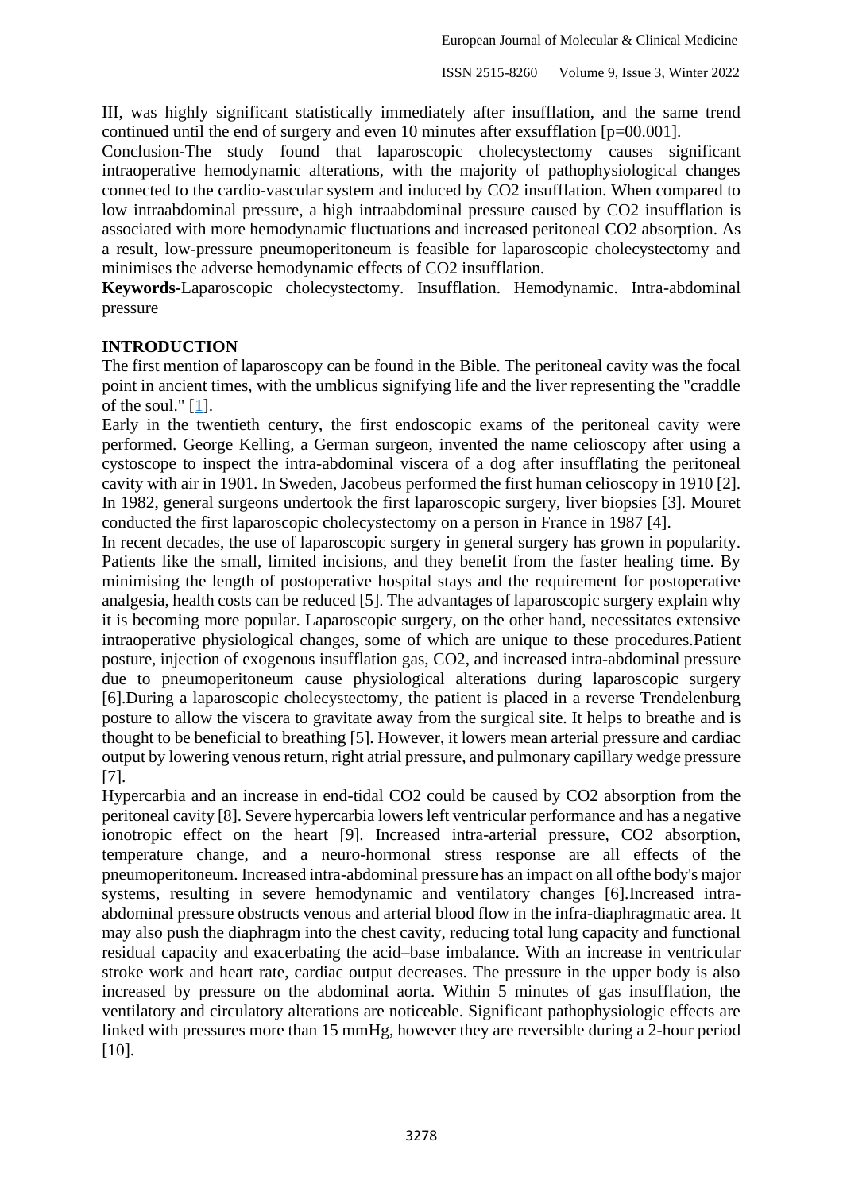III, was highly significant statistically immediately after insufflation, and the same trend continued until the end of surgery and even 10 minutes after exsufflation [p=00.001].

Conclusion-The study found that laparoscopic cholecystectomy causes significant intraoperative hemodynamic alterations, with the majority of pathophysiological changes connected to the cardio-vascular system and induced by $CO_2$ insufflation. When compared to low intraabdominal pressure, a high intraabdominal pressure caused by $CO_2$ insufflation is associated with more hemodynamic fluctuations and increased peritoneal $CO_2$ absorption. As a result, low-pressure pneumoperitoneum is feasible for laparoscopic cholecystectomy and minimises the adverse hemodynamic effects of $CO_2$ insufflation.

**Keywords**-Laparoscopic cholecystectomy. Insufflation. Hemodynamic. Intra-abdominal pressure

## INTRODUCTION

The first mention of laparoscopy can be found in the Bible. The peritoneal cavity was the focal point in ancient times, with the umblicus signifying life and the liver representing the "craddle of the soul." [1].

Early in the twentieth century, the first endoscopic exams of the peritoneal cavity were performed. George Kelling, a German surgeon, invented the name celioscopy after using a cystoscope to inspect the intra-abdominal viscera of a dog after insufflating the peritoneal cavity with air in 1901. In Sweden, Jacobeus performed the first human celioscopy in 1910 [2]. In 1982, general surgeons undertook the first laparoscopic surgery, liver biopsies [3]. Mouret conducted the first laparoscopic cholecystectomy on a person in France in 1987 [4].

In recent decades, the use of laparoscopic surgery in general surgery has grown in popularity. Patients like the small, limited incisions, and they benefit from the faster healing time. By minimising the length of postoperative hospital stays and the requirement for postoperative analgesia, health costs can be reduced [5]. The advantages of laparoscopic surgery explain why it is becoming more popular. Laparoscopic surgery, on the other hand, necessitates extensive intraoperative physiological changes, some of which are unique to these procedures.Patient posture, injection of exogenous insufflation gas, $CO_2$, and increased intra-abdominal pressure due to pneumoperitoneum cause physiological alterations during laparoscopic surgery [6].During a laparoscopic cholecystectomy, the patient is placed in a reverse Trendelenburg posture to allow the viscera to gravitate away from the surgical site. It helps to breathe and is thought to be beneficial to breathing [5]. However, it lowers mean arterial pressure and cardiac output by lowering venous return, right atrial pressure, and pulmonary capillary wedge pressure [7].

Hypercarbia and an increase in end-tidal $CO_2$ could be caused by $CO_2$ absorption from the peritoneal cavity [8]. Severe hypercarbia lowers left ventricular performance and has a negative ionotropic effect on the heart [9]. Increased intra-arterial pressure, $CO_2$ absorption, temperature change, and a neuro-hormonal stress response are all effects of the pneumoperitoneum. Increased intra-abdominal pressure has an impact on all ofthe body's major systems, resulting in severe hemodynamic and ventilatory changes [6].Increased intra-abdominal pressure obstructs venous and arterial blood flow in the infra-diaphragmatic area. It may also push the diaphragm into the chest cavity, reducing total lung capacity and functional residual capacity and exacerbating the acid–base imbalance. With an increase in ventricular stroke work and heart rate, cardiac output decreases. The pressure in the upper body is also increased by pressure on the abdominal aorta. Within 5 minutes of gas insufflation, the ventilatory and circulatory alterations are noticeable. Significant pathophysiologic effects are linked with pressures more than 15 mmHg, however they are reversible during a 2-hour period [10].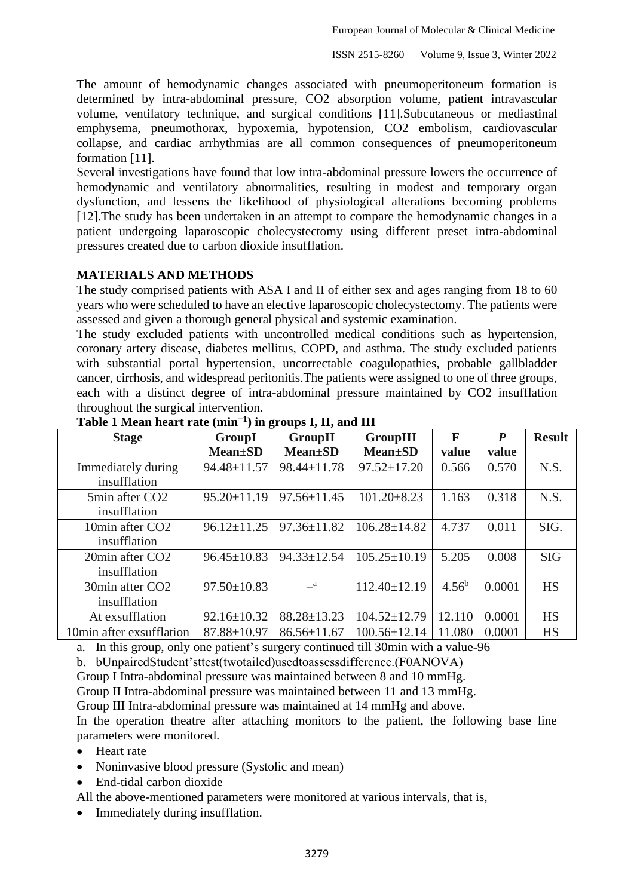The amount of hemodynamic changes associated with pneumoperitoneum formation is determined by intra-abdominal pressure, $CO_2$ absorption volume, patient intravascular volume, ventilatory technique, and surgical conditions [11].Subcutaneous or mediastinal emphysema, pneumothorax, hypoxemia, hypotension, $CO_2$ embolism, cardiovascular collapse, and cardiac arrhythmias are all common consequences of pneumoperitoneum formation [11].

Several investigations have found that low intra-abdominal pressure lowers the occurrence of hemodynamic and ventilatory abnormalities, resulting in modest and temporary organ dysfunction, and lessens the likelihood of physiological alterations becoming problems [12].The study has been undertaken in an attempt to compare the hemodynamic changes in a patient undergoing laparoscopic cholecystectomy using different preset intra-abdominal pressures created due to carbon dioxide insufflation.

## MATERIALS AND METHODS

The study comprised patients with ASA I and II of either sex and ages ranging from 18 to 60 years who were scheduled to have an elective laparoscopic cholecystectomy. The patients were assessed and given a thorough general physical and systemic examination.

The study excluded patients with uncontrolled medical conditions such as hypertension, coronary artery disease, diabetes mellitus, COPD, and asthma. The study excluded patients with substantial portal hypertension, uncorrectable coagulopathies, probable gallbladder cancer, cirrhosis, and widespread peritonitis.The patients were assigned to one of three groups, each with a distinct degree of intra-abdominal pressure maintained by $CO_2$ insufflation throughout the surgical intervention.

**Table 1 Mean heart rate ($min^{-1}$) in groups I, II, and III**

| Stage | GroupI Mean±SD | GroupII Mean±SD | GroupIII Mean±SD | F value | *P* value | Result |
|---|---|---|---|---|---|---|
| Immediately during insufflation | 94.48±11.57 | 98.44±11.78 | 97.52±17.20 | 0.566 | 0.570 | N.S. |
| 5min after $CO_2$ insufflation | 95.20±11.19 | 97.56±11.45 | 101.20±8.23 | 1.163 | 0.318 | N.S. |
| 10min after $CO_2$ insufflation | 96.12±11.25 | 97.36±11.82 | 106.28±14.82 | 4.737 | 0.011 | SIG. |
| 20min after $CO_2$ insufflation | 96.45±10.83 | 94.33±12.54 | 105.25±10.19 | 5.205 | 0.008 | SIG |
| 30min after $CO_2$ insufflation | 97.50±10.83 | –[a] | 112.40±12.19 | 4.56[b] | 0.0001 | HS |
| At exsufflation | 92.16±10.32 | 88.28±13.23 | 104.52±12.79 | 12.110 | 0.0001 | HS |
| 10min after exsufflation | 87.88±10.97 | 86.56±11.67 | 100.56±12.14 | 11.080 | 0.0001 | HS |

a. In this group, only one patient's surgery continued till 30min with a value-96

b. bUnpairedStudent'sttest(twotailed)usedtoassessdifference.(F0ANOVA)

Group I Intra-abdominal pressure was maintained between 8 and 10 mmHg.

Group II Intra-abdominal pressure was maintained between 11 and 13 mmHg.

Group III Intra-abdominal pressure was maintained at 14 mmHg and above.

In the operation theatre after attaching monitors to the patient, the following base line parameters were monitored.

- Heart rate
- Noninvasive blood pressure (Systolic and mean)
- End-tidal carbon dioxide

All the above-mentioned parameters were monitored at various intervals, that is,

- Immediately during insufflation.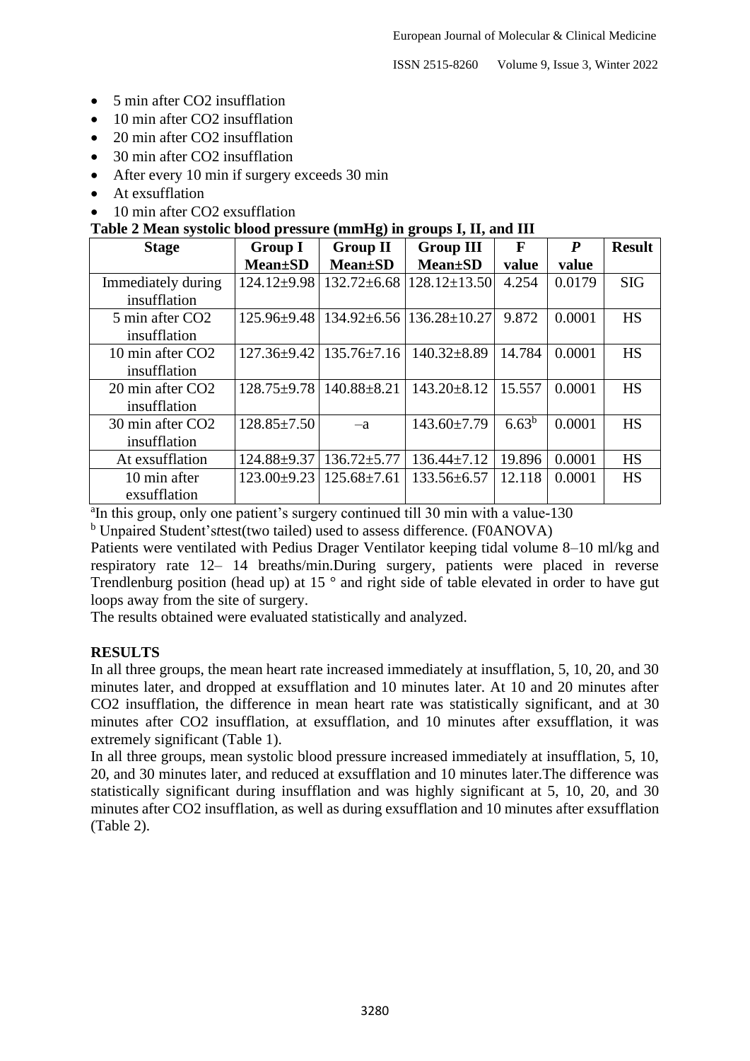- 5 min after $CO_2$ insufflation
- 10 min after $CO_2$ insufflation
- 20 min after $CO_2$ insufflation
- 30 min after $CO_2$ insufflation
- After every 10 min if surgery exceeds 30 min
- At exsufflation
- 10 min after $CO_2$ exsufflation

**Table 2 Mean systolic blood pressure (mmHg) in groups I, II, and III**

| Stage | Group I Mean±SD | Group II Mean±SD | Group III Mean±SD | F value | *P* value | Result |
|---|---|---|---|---|---|---|
| Immediately during insufflation | 124.12±9.98 | 132.72±6.68 | 128.12±13.50 | 4.254 | 0.0179 | SIG |
| 5 min after $CO_2$ insufflation | 125.96±9.48 | 134.92±6.56 | 136.28±10.27 | 9.872 | 0.0001 | HS |
| 10 min after $CO_2$ insufflation | 127.36±9.42 | 135.76±7.16 | 140.32±8.89 | 14.784 | 0.0001 | HS |
| 20 min after $CO_2$ insufflation | 128.75±9.78 | 140.88±8.21 | 143.20±8.12 | 15.557 | 0.0001 | HS |
| 30 min after $CO_2$ insufflation | 128.85±7.50 | –a | 143.60±7.79 | 6.63[b] | 0.0001 | HS |
| At exsufflation | 124.88±9.37 | 136.72±5.77 | 136.44±7.12 | 19.896 | 0.0001 | HS |
| 10 min after exsufflation | 123.00±9.23 | 125.68±7.61 | 133.56±6.57 | 12.118 | 0.0001 | HS |

[a]In this group, only one patient's surgery continued till 30 min with a value-130

[b] Unpaired Student's*t*test(two tailed) used to assess difference. (F0ANOVA)

Patients were ventilated with Pedius Drager Ventilator keeping tidal volume 8–10 ml/kg and respiratory rate 12– 14 breaths/min.During surgery, patients were placed in reverse Trendlenburg position (head up) at 15 ° and right side of table elevated in order to have gut loops away from the site of surgery.

The results obtained were evaluated statistically and analyzed.

## RESULTS

In all three groups, the mean heart rate increased immediately at insufflation, 5, 10, 20, and 30 minutes later, and dropped at exsufflation and 10 minutes later. At 10 and 20 minutes after $CO_2$ insufflation, the difference in mean heart rate was statistically significant, and at 30 minutes after $CO_2$ insufflation, at exsufflation, and 10 minutes after exsufflation, it was extremely significant (Table 1).

In all three groups, mean systolic blood pressure increased immediately at insufflation, 5, 10, 20, and 30 minutes later, and reduced at exsufflation and 10 minutes later.The difference was statistically significant during insufflation and was highly significant at 5, 10, 20, and 30 minutes after $CO_2$ insufflation, as well as during exsufflation and 10 minutes after exsufflation (Table 2).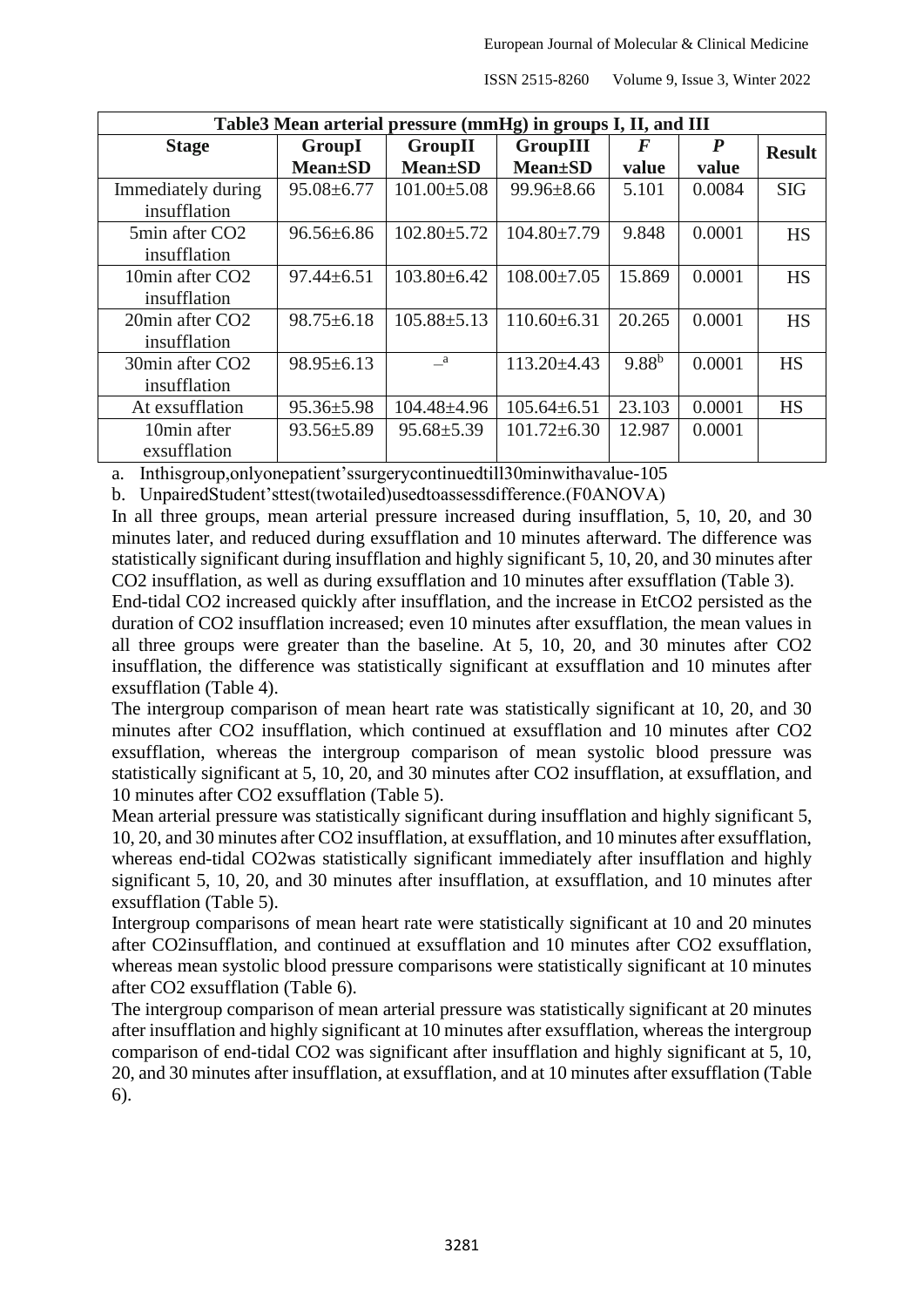| Table3 Mean arterial pressure (mmHg) in groups I, II, and III | | | | | | |
|---|---|---|---|---|---|---|
| **Stage** | **GroupI Mean±SD** | **GroupII Mean±SD** | **GroupIII Mean±SD** | ***F* value** | ***P* value** | **Result** |
| Immediately during insufflation | 95.08±6.77 | 101.00±5.08 | 99.96±8.66 | 5.101 | 0.0084 | SIG |
| 5min after $CO_2$ insufflation | 96.56±6.86 | 102.80±5.72 | 104.80±7.79 | 9.848 | 0.0001 | HS |
| 10min after $CO_2$ insufflation | 97.44±6.51 | 103.80±6.42 | 108.00±7.05 | 15.869 | 0.0001 | HS |
| 20min after $CO_2$ insufflation | 98.75±6.18 | 105.88±5.13 | 110.60±6.31 | 20.265 | 0.0001 | HS |
| 30min after $CO_2$ insufflation | 98.95±6.13 | –[a] | 113.20±4.43 | 9.88[b] | 0.0001 | HS |
| At exsufflation | 95.36±5.98 | 104.48±4.96 | 105.64±6.51 | 23.103 | 0.0001 | HS |
| 10min after exsufflation | 93.56±5.89 | 95.68±5.39 | 101.72±6.30 | 12.987 | 0.0001 | |

a. Inthisgroup,onlyonepatient'ssurgerycontinuedtill30minwithavalue-105

b. UnpairedStudent'sttest(twotailed)usedtoassessdifference.(F0ANOVA)

In all three groups, mean arterial pressure increased during insufflation, 5, 10, 20, and 30 minutes later, and reduced during exsufflation and 10 minutes afterward. The difference was statistically significant during insufflation and highly significant 5, 10, 20, and 30 minutes after $CO_2$ insufflation, as well as during exsufflation and 10 minutes after exsufflation (Table 3).

End-tidal $CO_2$ increased quickly after insufflation, and the increase in $EtCO_2$ persisted as the duration of $CO_2$ insufflation increased; even 10 minutes after exsufflation, the mean values in all three groups were greater than the baseline. At 5, 10, 20, and 30 minutes after $CO_2$ insufflation, the difference was statistically significant at exsufflation and 10 minutes after exsufflation (Table 4).

The intergroup comparison of mean heart rate was statistically significant at 10, 20, and 30 minutes after $CO_2$ insufflation, which continued at exsufflation and 10 minutes after $CO_2$ exsufflation, whereas the intergroup comparison of mean systolic blood pressure was statistically significant at 5, 10, 20, and 30 minutes after $CO_2$ insufflation, at exsufflation, and 10 minutes after $CO_2$ exsufflation (Table 5).

Mean arterial pressure was statistically significant during insufflation and highly significant 5, 10, 20, and 30 minutes after $CO_2$ insufflation, at exsufflation, and 10 minutes after exsufflation, whereas end-tidal $CO_2$was statistically significant immediately after insufflation and highly significant 5, 10, 20, and 30 minutes after insufflation, at exsufflation, and 10 minutes after exsufflation (Table 5).

Intergroup comparisons of mean heart rate were statistically significant at 10 and 20 minutes after $CO_2$insufflation, and continued at exsufflation and 10 minutes after $CO_2$ exsufflation, whereas mean systolic blood pressure comparisons were statistically significant at 10 minutes after $CO_2$ exsufflation (Table 6).

The intergroup comparison of mean arterial pressure was statistically significant at 20 minutes after insufflation and highly significant at 10 minutes after exsufflation, whereas the intergroup comparison of end-tidal $CO_2$ was significant after insufflation and highly significant at 5, 10, 20, and 30 minutes after insufflation, at exsufflation, and at 10 minutes after exsufflation (Table 6).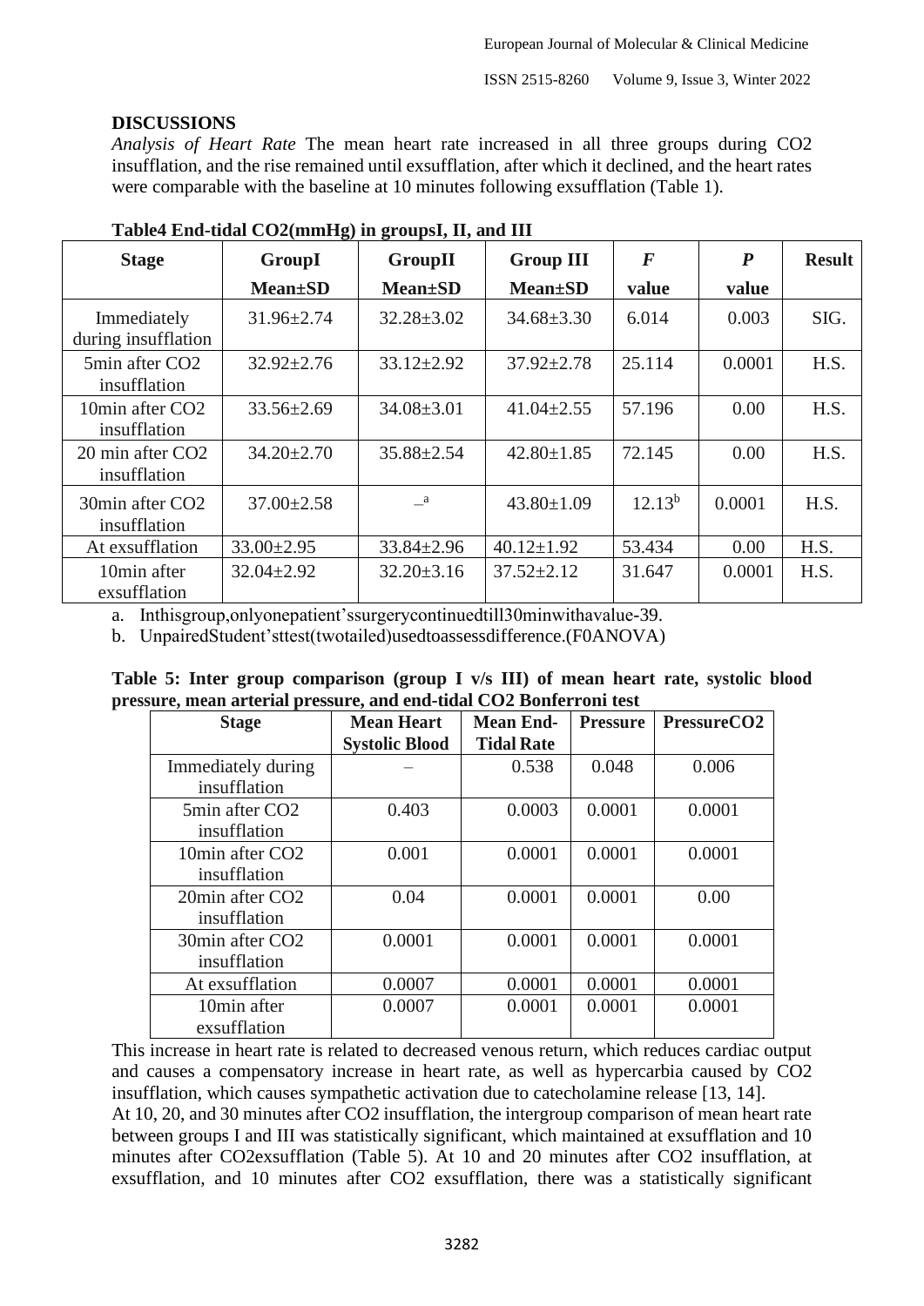## DISCUSSIONS

*Analysis of Heart Rate* The mean heart rate increased in all three groups during $CO_2$ insufflation, and the rise remained until exsufflation, after which it declined, and the heart rates were comparable with the baseline at 10 minutes following exsufflation (Table 1).

**Table4 End-tidal CO2(mmHg) in groupsI, II, and III**

| Stage | GroupI Mean±SD | GroupII Mean±SD | Group III Mean±SD | *F* value | *P* value | Result |
|---|---|---|---|---|---|---|
| Immediately during insufflation | 31.96±2.74 | 32.28±3.02 | 34.68±3.30 | 6.014 | 0.003 | SIG. |
| 5min after CO2 insufflation | 32.92±2.76 | 33.12±2.92 | 37.92±2.78 | 25.114 | 0.0001 | H.S. |
| 10min after CO2 insufflation | 33.56±2.69 | 34.08±3.01 | 41.04±2.55 | 57.196 | 0.00 | H.S. |
| 20 min after CO2 insufflation | 34.20±2.70 | 35.88±2.54 | 42.80±1.85 | 72.145 | 0.00 | H.S. |
| 30min after CO2 insufflation | 37.00±2.58 | –[a] | 43.80±1.09 | 12.13[b] | 0.0001 | H.S. |
| At exsufflation | 33.00±2.95 | 33.84±2.96 | 40.12±1.92 | 53.434 | 0.00 | H.S. |
| 10min after exsufflation | 32.04±2.92 | 32.20±3.16 | 37.52±2.12 | 31.647 | 0.0001 | H.S. |

a. Inthisgroup,onlyonepatient'ssurgerycontinuedtill30minwithavalue-39.

b. UnpairedStudent'sttest(twotailed)usedtoassessdifference.(F0ANOVA)

**Table 5: Inter group comparison (group I v/s III) of mean heart rate, systolic blood pressure, mean arterial pressure, and end-tidal CO2 Bonferroni test**

| Stage | Mean Heart Systolic Blood | Mean End-Tidal Rate | Pressure | PressureCO2 |
|---|---|---|---|---|
| Immediately during insufflation | – | 0.538 | 0.048 | 0.006 |
| 5min after CO2 insufflation | 0.403 | 0.0003 | 0.0001 | 0.0001 |
| 10min after CO2 insufflation | 0.001 | 0.0001 | 0.0001 | 0.0001 |
| 20min after CO2 insufflation | 0.04 | 0.0001 | 0.0001 | 0.00 |
| 30min after CO2 insufflation | 0.0001 | 0.0001 | 0.0001 | 0.0001 |
| At exsufflation | 0.0007 | 0.0001 | 0.0001 | 0.0001 |
| 10min after exsufflation | 0.0007 | 0.0001 | 0.0001 | 0.0001 |

This increase in heart rate is related to decreased venous return, which reduces cardiac output and causes a compensatory increase in heart rate, as well as hypercarbia caused by $CO_2$ insufflation, which causes sympathetic activation due to catecholamine release [13, 14].

At 10, 20, and 30 minutes after $CO_2$ insufflation, the intergroup comparison of mean heart rate between groups I and III was statistically significant, which maintained at exsufflation and 10 minutes after $CO_2$exsufflation (Table 5). At 10, 20 minutes after $CO_2$ insufflation, at exsufflation, and 10 minutes after $CO_2$ exsufflation, there was a statistically significant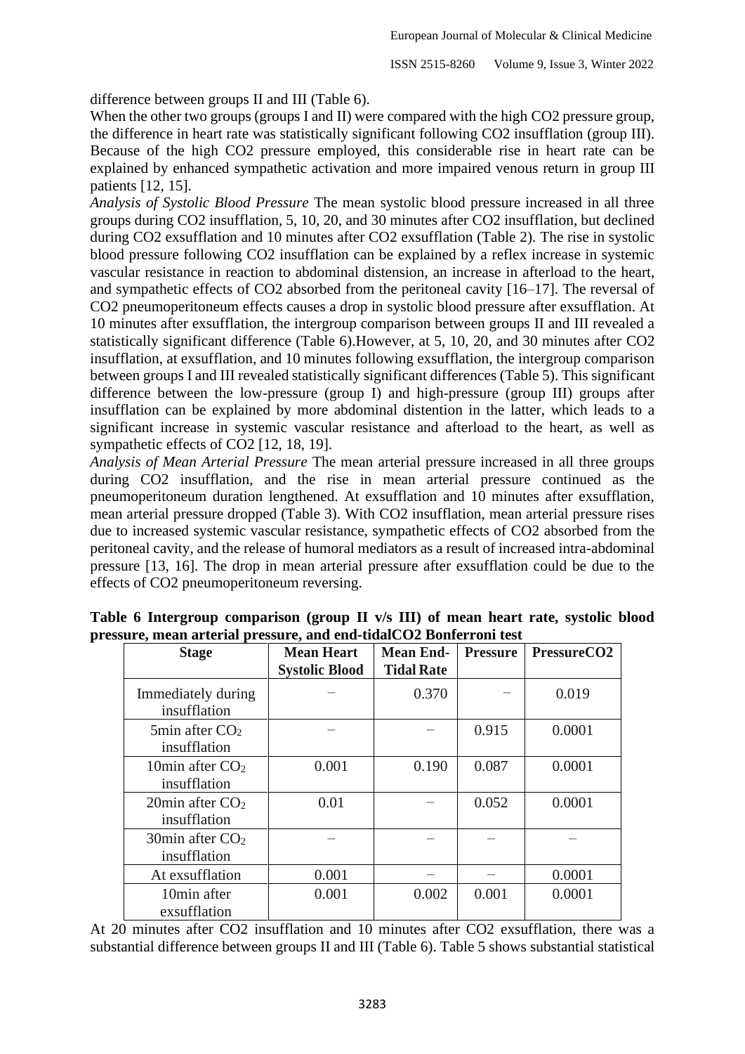difference between groups II and III (Table 6).

When the other two groups (groups I and II) were compared with the high $CO_2$ pressure group, the difference in heart rate was statistically significant following $CO_2$ insufflation (group III). Because of the high $CO_2$ pressure employed, this considerable rise in heart rate can be explained by enhanced sympathetic activation and more impaired venous return in group III patients [12, 15].

*Analysis of Systolic Blood Pressure* The mean systolic blood pressure increased in all three groups during $CO_2$ insufflation, 5, 10, 20, and 30 minutes after $CO_2$ insufflation, but declined during $CO_2$ exsufflation and 10 minutes after $CO_2$ exsufflation (Table 2). The rise in systolic blood pressure following $CO_2$ insufflation can be explained by a reflex increase in systemic vascular resistance in reaction to abdominal distension, an increase in afterload to the heart, and sympathetic effects of $CO_2$ absorbed from the peritoneal cavity [16–17]. The reversal of $CO_2$ pneumoperitoneum effects causes a drop in systolic blood pressure after exsufflation. At 10 minutes after exsufflation, the intergroup comparison between groups II and III revealed a statistically significant difference (Table 6).However, at 5, 10, 20, and 30 minutes after $CO_2$ insufflation, at exsufflation, and 10 minutes following exsufflation, the intergroup comparison between groups I and III revealed statistically significant differences (Table 5). This significant difference between the low-pressure (group I) and high-pressure (group III) groups after insufflation can be explained by more abdominal distention in the latter, which leads to a significant increase in systemic vascular resistance and afterload to the heart, as well as sympathetic effects of $CO_2$ [12, 18, 19].

*Analysis of Mean Arterial Pressure* The mean arterial pressure increased in all three groups during $CO_2$ insufflation, and the rise in mean arterial pressure continued as the pneumoperitoneum duration lengthened. At exsufflation and 10 minutes after exsufflation, mean arterial pressure dropped (Table 3). With $CO_2$ insufflation, mean arterial pressure rises due to increased systemic vascular resistance, sympathetic effects of $CO_2$ absorbed from the peritoneal cavity, and the release of humoral mediators as a result of increased intra-abdominal pressure [13, 16]. The drop in mean arterial pressure after exsufflation could be due to the effects of $CO_2$ pneumoperitoneum reversing.

**Table 6 Intergroup comparison (group II v/s III) of mean heart rate, systolic blood pressure, mean arterial pressure, and end-tidal$CO_2$ Bonferroni test**

| Stage | Mean Heart Systolic Blood | Mean End-Tidal Rate | Pressure | Pressure$CO_2$ |
|---|---|---|---|---|
| Immediately during insufflation | – | 0.370 | – | 0.019 |
| 5min after $CO_2$ insufflation | – | – | 0.915 | 0.0001 |
| 10min after $CO_2$ insufflation | 0.001 | 0.190 | 0.087 | 0.0001 |
| 20min after $CO_2$ insufflation | 0.01 | – | 0.052 | 0.0001 |
| 30min after $CO_2$ insufflation | – | – | – | – |
| At exsufflation | 0.001 | – | – | 0.0001 |
| 10min after exsufflation | 0.001 | 0.002 | 0.001 | 0.0001 |

At 20 minutes after $CO_2$ insufflation and 10 minutes after $CO_2$ exsufflation, there was a substantial difference between groups II and III (Table 6). Table 5 shows substantial statistical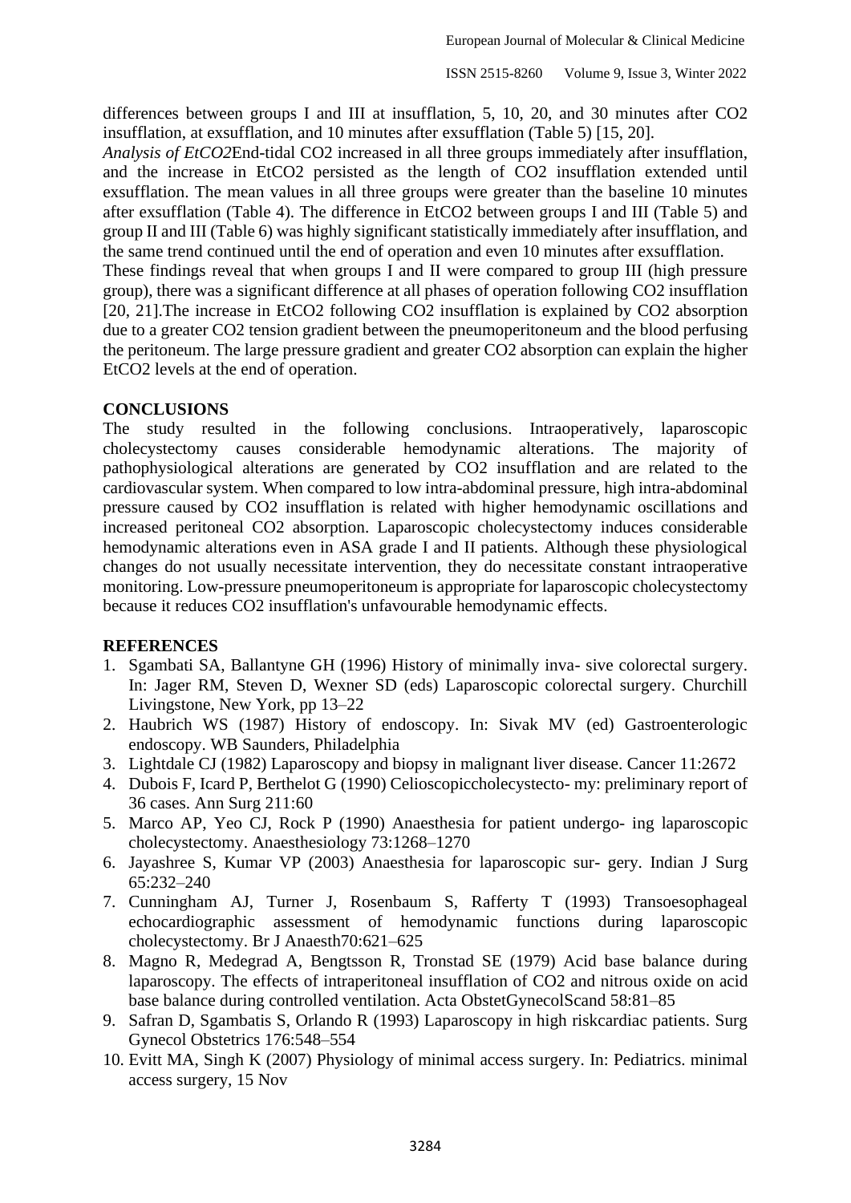differences between groups I and III at insufflation, 5, 10, 20, and 30 minutes after $CO_2$ insufflation, at exsufflation, and 10 minutes after exsufflation (Table 5) [15, 20].

*Analysis of EtCO2*End-tidal $CO_2$ increased in all three groups immediately after insufflation, and the increase in $EtCO_2$ persisted as the length of $CO_2$ insufflation extended until exsufflation. The mean values in all three groups were greater than the baseline 10 minutes after exsufflation (Table 4). The difference in $EtCO_2$ between groups I and III (Table 5) and group II and III (Table 6) was highly significant statistically immediately after insufflation, and the same trend continued until the end of operation and even 10 minutes after exsufflation.

These findings reveal that when groups I and II were compared to group III (high pressure group), there was a significant difference at all phases of operation following $CO_2$ insufflation [20, 21].The increase in $EtCO_2$ following $CO_2$ insufflation is explained by $CO_2$ absorption due to a greater $CO_2$ tension gradient between the pneumoperitoneum and the blood perfusing the peritoneum. The large pressure gradient and greater $CO_2$ absorption can explain the higher $EtCO_2$ levels at the end of operation.

## CONCLUSIONS

The study resulted in the following conclusions. Intraoperatively, laparoscopic cholecystectomy causes considerable hemodynamic alterations. The majority of pathophysiological alterations are generated by $CO_2$ insufflation and are related to the cardiovascular system. When compared to low intra-abdominal pressure, high intra-abdominal pressure caused by $CO_2$ insufflation is related with higher hemodynamic oscillations and increased peritoneal $CO_2$ absorption. Laparoscopic cholecystectomy induces considerable hemodynamic alterations even in ASA grade I and II patients. Although these physiological changes do not usually necessitate intervention, they do necessitate constant intraoperative monitoring. Low-pressure pneumoperitoneum is appropriate for laparoscopic cholecystectomy because it reduces $CO_2$ insufflation's unfavourable hemodynamic effects.

## REFERENCES

1. Sgambati SA, Ballantyne GH (1996) History of minimally inva- sive colorectal surgery. In: Jager RM, Steven D, Wexner SD (eds) Laparoscopic colorectal surgery. Churchill Livingstone, New York, pp 13–22
2. Haubrich WS (1987) History of endoscopy. In: Sivak MV (ed) Gastroenterologic endoscopy. WB Saunders, Philadelphia
3. Lightdale CJ (1982) Laparoscopy and biopsy in malignant liver disease. Cancer 11:2672
4. Dubois F, Icard P, Berthelot G (1990) Celioscopiccholecystecto- my: preliminary report of 36 cases. Ann Surg 211:60
5. Marco AP, Yeo CJ, Rock P (1990) Anaesthesia for patient undergo- ing laparoscopic cholecystectomy. Anaesthesiology 73:1268–1270
6. Jayashree S, Kumar VP (2003) Anaesthesia for laparoscopic sur- gery. Indian J Surg 65:232–240
7. Cunningham AJ, Turner J, Rosenbaum S, Rafferty T (1993) Transoesophageal echocardiographic assessment of hemodynamic functions during laparoscopic cholecystectomy. Br J Anaesth70:621–625
8. Magno R, Medegrad A, Bengtsson R, Tronstad SE (1979) Acid base balance during laparoscopy. The effects of intraperitoneal insufflation of CO2 and nitrous oxide on acid base balance during controlled ventilation. Acta ObstetGynecolScand 58:81–85
9. Safran D, Sgambatis S, Orlando R (1993) Laparoscopy in high riskcardiac patients. Surg Gynecol Obstetrics 176:548–554
10. Evitt MA, Singh K (2007) Physiology of minimal access surgery. In: Pediatrics. minimal access surgery, 15 Nov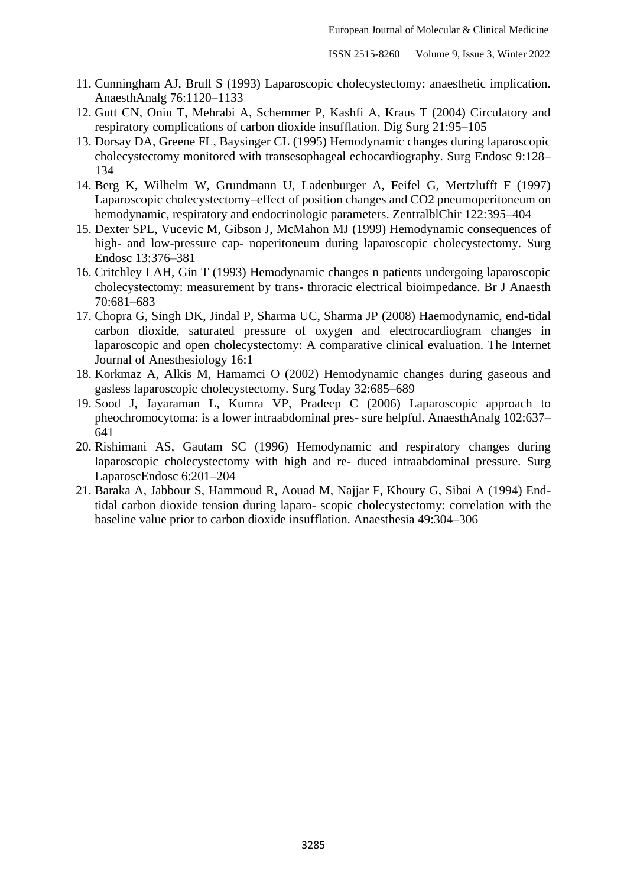11. Cunningham AJ, Brull S (1993) Laparoscopic cholecystectomy: anaesthetic implication. AnaesthAnalg 76:1120–1133
12. Gutt CN, Oniu T, Mehrabi A, Schemmer P, Kashfi A, Kraus T (2004) Circulatory and respiratory complications of carbon dioxide insufflation. Dig Surg 21:95–105
13. Dorsay DA, Greene FL, Baysinger CL (1995) Hemodynamic changes during laparoscopic cholecystectomy monitored with transesophageal echocardiography. Surg Endosc 9:128–134
14. Berg K, Wilhelm W, Grundmann U, Ladenburger A, Feifel G, Mertzlufft F (1997) Laparoscopic cholecystectomy–effect of position changes and CO2 pneumoperitoneum on hemodynamic, respiratory and endocrinologic parameters. ZentralblChir 122:395–404
15. Dexter SPL, Vucevic M, Gibson J, McMahon MJ (1999) Hemodynamic consequences of high- and low-pressure cap- noperitoneum during laparoscopic cholecystectomy. Surg Endosc 13:376–381
16. Critchley LAH, Gin T (1993) Hemodynamic changes n patients undergoing laparoscopic cholecystectomy: measurement by trans- throracic electrical bioimpedance. Br J Anaesth 70:681–683
17. Chopra G, Singh DK, Jindal P, Sharma UC, Sharma JP (2008) Haemodynamic, end-tidal carbon dioxide, saturated pressure of oxygen and electrocardiogram changes in laparoscopic and open cholecystectomy: A comparative clinical evaluation. The Internet Journal of Anesthesiology 16:1
18. Korkmaz A, Alkis M, Hamamci O (2002) Hemodynamic changes during gaseous and gasless laparoscopic cholecystectomy. Surg Today 32:685–689
19. Sood J, Jayaraman L, Kumra VP, Pradeep C (2006) Laparoscopic approach to pheochromocytoma: is a lower intraabdominal pres- sure helpful. AnaesthAnalg 102:637–641
20. Rishimani AS, Gautam SC (1996) Hemodynamic and respiratory changes during laparoscopic cholecystectomy with high and re- duced intraabdominal pressure. Surg LaparoscEndosc 6:201–204
21. Baraka A, Jabbour S, Hammoud R, Aouad M, Najjar F, Khoury G, Sibai A (1994) End-tidal carbon dioxide tension during laparo- scopic cholecystectomy: correlation with the baseline value prior to carbon dioxide insufflation. Anaesthesia 49:304–306